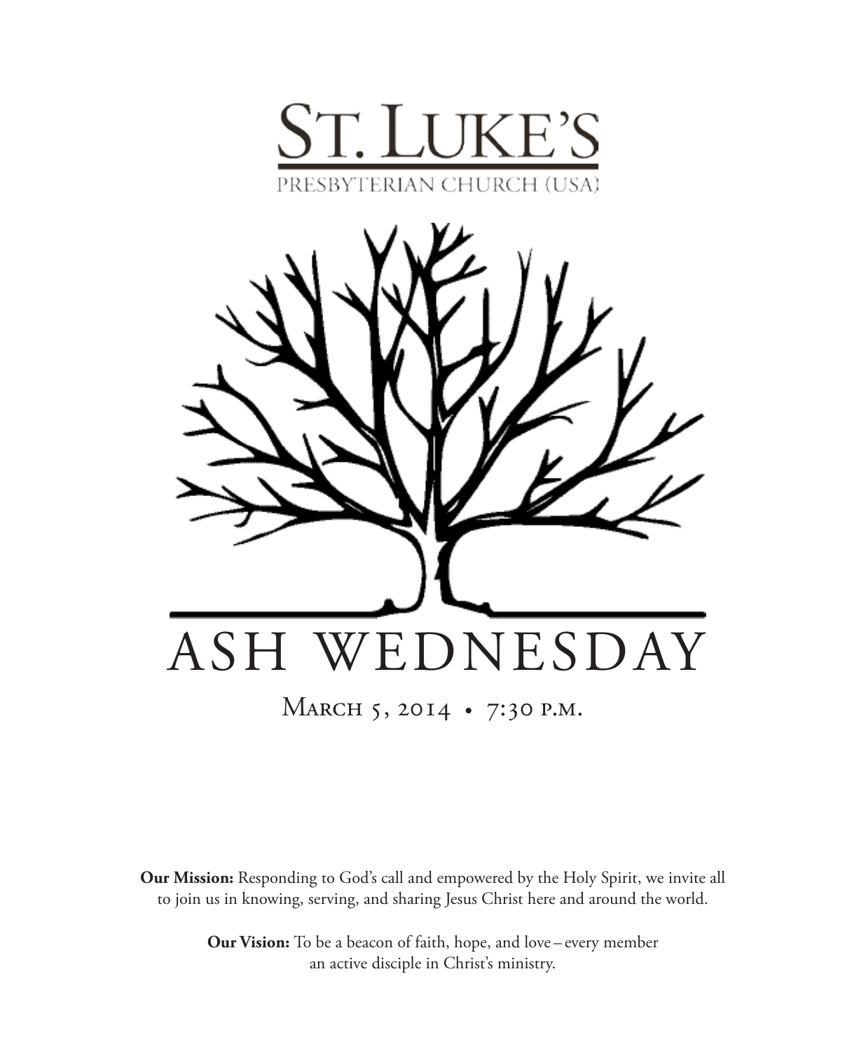# ST. LUKE'S

PRESBYTERIAN CHURCH (USA)

# ASH WEDNESDAY

March 5, 2014 • 7:30 p.m.

**Our Mission:** Responding to God's call and empowered by the Holy Spirit, we invite all to join us in knowing, serving, and sharing Jesus Christ here and around the world.

**Our Vision:** To be a beacon of faith, hope, and love – every member an active disciple in Christ's ministry.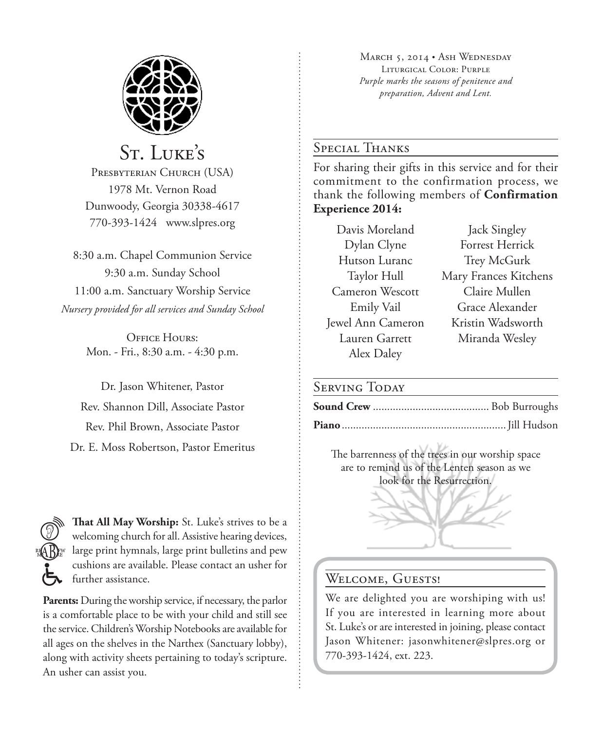# St. Luke's

Presbyterian Church (USA)
1978 Mt. Vernon Road
Dunwoody, Georgia 30338-4617
770-393-1424 www.slpres.org

8:30 a.m. Chapel Communion Service
9:30 a.m. Sunday School
11:00 a.m. Sanctuary Worship Service
*Nursery provided for all services and Sunday School*

Office Hours:
Mon. - Fri., 8:30 a.m. - 4:30 p.m.

Dr. Jason Whitener, Pastor
Rev. Shannon Dill, Associate Pastor
Rev. Phil Brown, Associate Pastor
Dr. E. Moss Robertson, Pastor Emeritus

**That All May Worship:** St. Luke's strives to be a welcoming church for all. Assistive hearing devices, large print hymnals, large print bulletins and pew cushions are available. Please contact an usher for further assistance.

**Parents:** During the worship service, if necessary, the parlor is a comfortable place to be with your child and still see the service. Children's Worship Notebooks are available for all ages on the shelves in the Narthex (Sanctuary lobby), along with activity sheets pertaining to today's scripture. An usher can assist you.

March 5, 2014 • Ash Wednesday
Liturgical Color: Purple
*Purple marks the seasons of penitence and preparation, Advent and Lent.*

## Special Thanks

For sharing their gifts in this service and for their commitment to the confirmation process, we thank the following members of **Confirmation Experience 2014:**

Davis Moreland
Dylan Clyne
Hutson Luranc
Taylor Hull
Cameron Wescott
Emily Vail
Jewel Ann Cameron
Lauren Garrett
Alex Daley
Jack Singley
Forrest Herrick
Trey McGurk
Mary Frances Kitchens
Claire Mullen
Grace Alexander
Kristin Wadsworth
Miranda Wesley

## Serving Today

**Sound Crew** .......................................... Bob Burroughs
**Piano** .......................................................... Jill Hudson

The barrenness of the trees in our worship space are to remind us of the Lenten season as we look for the Resurrection.

## Welcome, Guests!

We are delighted you are worshiping with us! If you are interested in learning more about St. Luke's or are interested in joining, please contact Jason Whitener: jasonwhitener@slpres.org or 770-393-1424, ext. 223.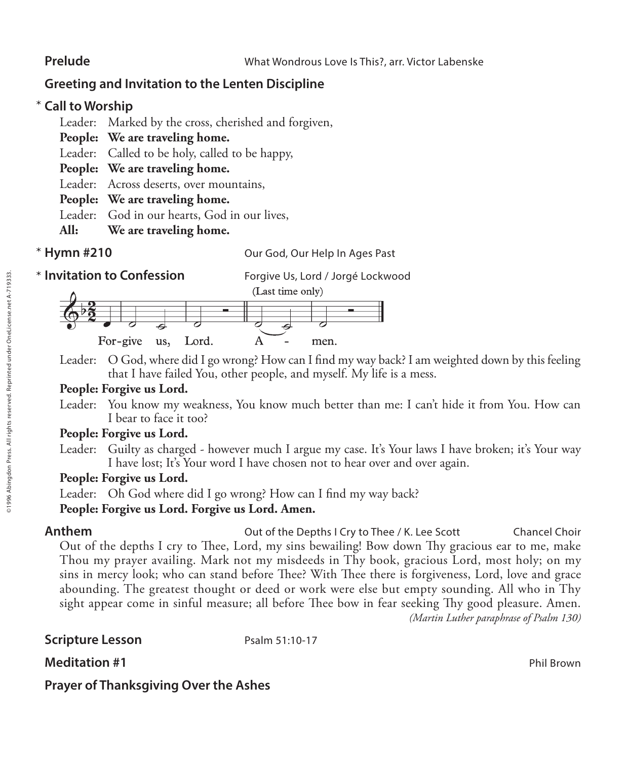**Prelude** What Wondrous Love Is This?, arr. Victor Labenske

**Greeting and Invitation to the Lenten Discipline**

\* **Call to Worship**

Leader: Marked by the cross, cherished and forgiven,
**People: We are traveling home.**
Leader: Called to be holy, called to be happy,
**People: We are traveling home.**
Leader: Across deserts, over mountains,
**People: We are traveling home.**
Leader: God in our hearts, God in our lives,
**All: We are traveling home.**

\* **Hymn #210** Our God, Our Help In Ages Past

\* **Invitation to Confession** Forgive Us, Lord / Jorgé Lockwood

(Last time only)

For-give us, Lord. A - men.

©1996 Abingdon Press. All rights reserved. Reprinted under OneLicense.net A-719333.

Leader: O God, where did I go wrong? How can I find my way back? I am weighted down by this feeling that I have failed You, other people, and myself. My life is a mess.

**People: Forgive us Lord.**

Leader: You know my weakness, You know much better than me: I can't hide it from You. How can I bear to face it too?

**People: Forgive us Lord.**

Leader: Guilty as charged - however much I argue my case. It's Your laws I have broken; it's Your way I have lost; It's Your word I have chosen not to hear over and over again.

**People: Forgive us Lord.**

Leader: Oh God where did I go wrong? How can I find my way back?

**People: Forgive us Lord. Forgive us Lord. Amen.**

**Anthem** Out of the Depths I Cry to Thee / K. Lee Scott Chancel Choir

Out of the depths I cry to Thee, Lord, my sins bewailing! Bow down Thy gracious ear to me, make Thou my prayer availing. Mark not my misdeeds in Thy book, gracious Lord, most holy; on my sins in mercy look; who can stand before Thee? With Thee there is forgiveness, Lord, love and grace abounding. The greatest thought or deed or work were else but empty sounding. All who in Thy sight appear come in sinful measure; all before Thee bow in fear seeking Thy good pleasure. Amen.

*(Martin Luther paraphrase of Psalm 130)*

**Scripture Lesson** Psalm 51:10-17

**Meditation #1** Phil Brown

**Prayer of Thanksgiving Over the Ashes**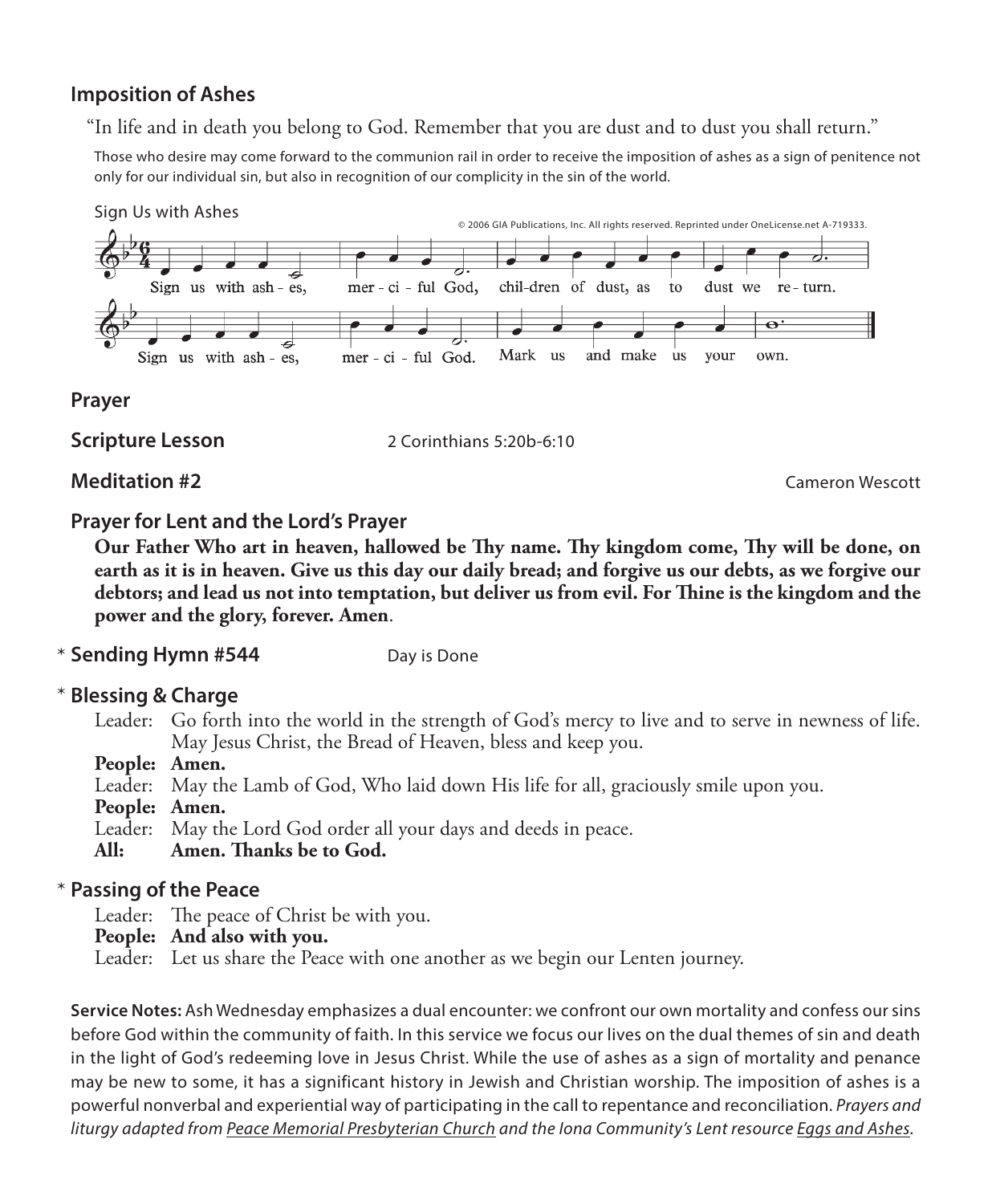## Imposition of Ashes

"In life and in death you belong to God. Remember that you are dust and to dust you shall return."

Those who desire may come forward to the communion rail in order to receive the imposition of ashes as a sign of penitence not only for our individual sin, but also in recognition of our complicity in the sin of the world.

Sign Us with Ashes

© 2006 GIA Publications, Inc. All rights reserved. Reprinted under OneLicense.net A-719333.

Sign us with ash - es, mer - ci - ful God, chil-dren of dust, as to dust we re - turn.

Sign us with ash - es, mer - ci - ful God. Mark us and make us your own.

## Prayer

## Scripture Lesson
2 Corinthians 5:20b-6:10

## Meditation #2
Cameron Wescott

## Prayer for Lent and the Lord's Prayer

**Our Father Who art in heaven, hallowed be Thy name. Thy kingdom come, Thy will be done, on earth as it is in heaven. Give us this day our daily bread; and forgive us our debts, as we forgive our debtors; and lead us not into temptation, but deliver us from evil. For Thine is the kingdom and the power and the glory, forever. Amen**.

## * Sending Hymn #544
Day is Done

## * Blessing & Charge

Leader: Go forth into the world in the strength of God's mercy to live and to serve in newness of life. May Jesus Christ, the Bread of Heaven, bless and keep you.

**People: Amen.**

Leader: May the Lamb of God, Who laid down His life for all, graciously smile upon you.

**People: Amen.**

Leader: May the Lord God order all your days and deeds in peace.

**All: Amen. Thanks be to God.**

## * Passing of the Peace

Leader: The peace of Christ be with you.

**People: And also with you.**

Leader: Let us share the Peace with one another as we begin our Lenten journey.

**Service Notes:** Ash Wednesday emphasizes a dual encounter: we confront our own mortality and confess our sins before God within the community of faith. In this service we focus our lives on the dual themes of sin and death in the light of God's redeeming love in Jesus Christ. While the use of ashes as a sign of mortality and penance may be new to some, it has a significant history in Jewish and Christian worship. The imposition of ashes is a powerful nonverbal and experiential way of participating in the call to repentance and reconciliation. *Prayers and liturgy adapted from Peace Memorial Presbyterian Church and the Iona Community's Lent resource Eggs and Ashes.*